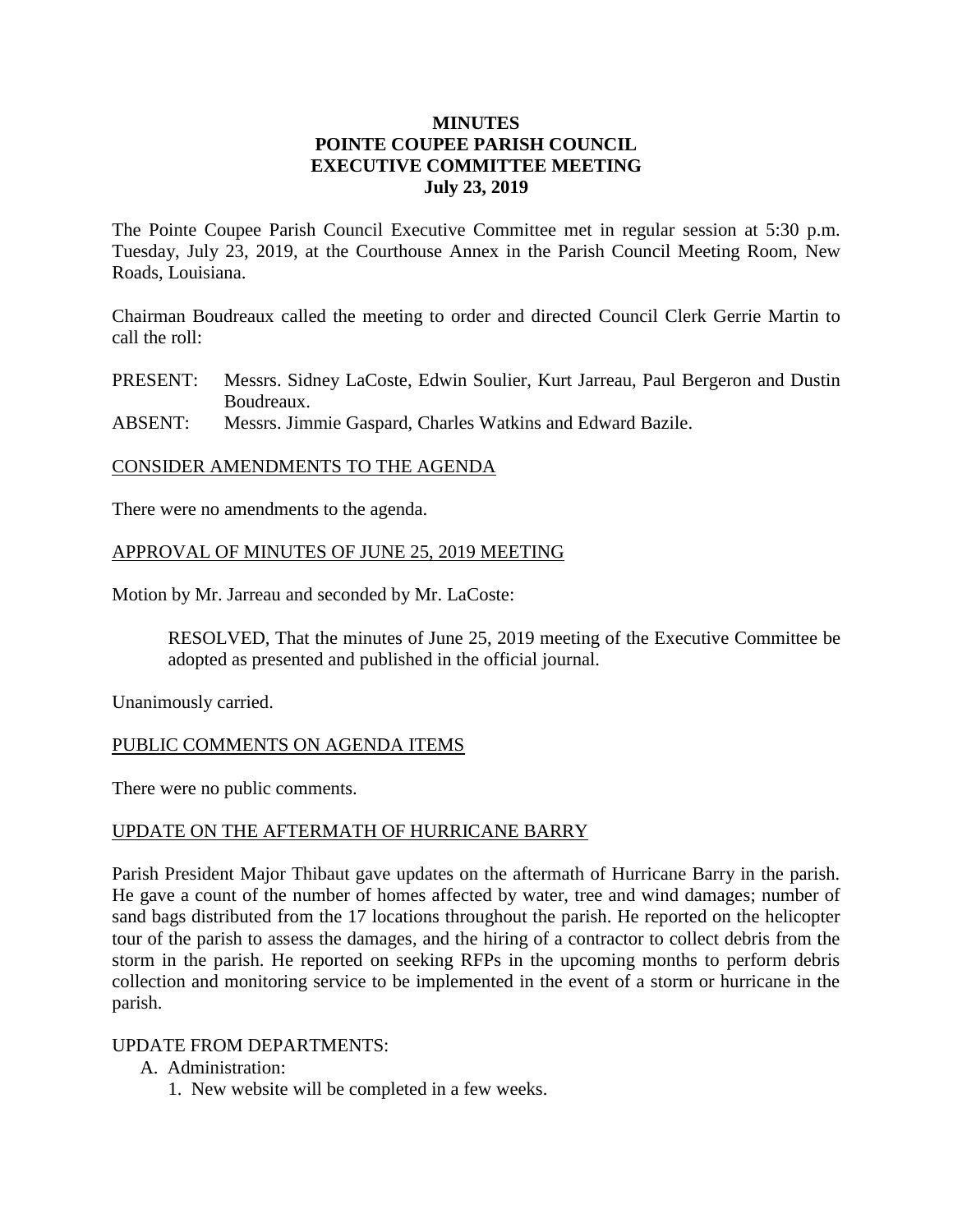# MINUTES
# POINTE COUPEE PARISH COUNCIL
# EXECUTIVE COMMITTEE MEETING
# July 23, 2019

The Pointe Coupee Parish Council Executive Committee met in regular session at 5:30 p.m. Tuesday, July 23, 2019, at the Courthouse Annex in the Parish Council Meeting Room, New Roads, Louisiana.

Chairman Boudreaux called the meeting to order and directed Council Clerk Gerrie Martin to call the roll:

PRESENT: Messrs. Sidney LaCoste, Edwin Soulier, Kurt Jarreau, Paul Bergeron and Dustin Boudreaux.

ABSENT: Messrs. Jimmie Gaspard, Charles Watkins and Edward Bazile.

## CONSIDER AMENDMENTS TO THE AGENDA

There were no amendments to the agenda.

## APPROVAL OF MINUTES OF JUNE 25, 2019 MEETING

Motion by Mr. Jarreau and seconded by Mr. LaCoste:

> RESOLVED, That the minutes of June 25, 2019 meeting of the Executive Committee be adopted as presented and published in the official journal.

Unanimously carried.

## PUBLIC COMMENTS ON AGENDA ITEMS

There were no public comments.

## UPDATE ON THE AFTERMATH OF HURRICANE BARRY

Parish President Major Thibaut gave updates on the aftermath of Hurricane Barry in the parish. He gave a count of the number of homes affected by water, tree and wind damages; number of sand bags distributed from the 17 locations throughout the parish. He reported on the helicopter tour of the parish to assess the damages, and the hiring of a contractor to collect debris from the storm in the parish. He reported on seeking RFPs in the upcoming months to perform debris collection and monitoring service to be implemented in the event of a storm or hurricane in the parish.

UPDATE FROM DEPARTMENTS:

A. Administration:
   1. New website will be completed in a few weeks.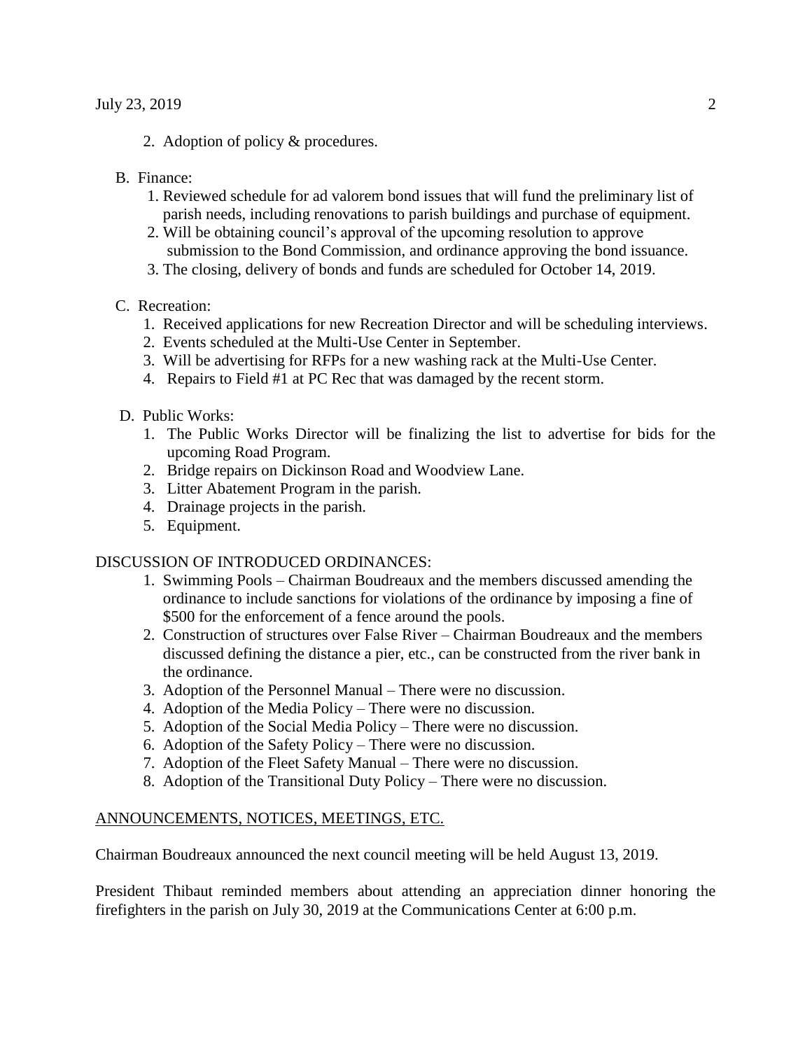2. Adoption of policy & procedures.

B. Finance:

1. Reviewed schedule for ad valorem bond issues that will fund the preliminary list of parish needs, including renovations to parish buildings and purchase of equipment.
2. Will be obtaining council's approval of the upcoming resolution to approve submission to the Bond Commission, and ordinance approving the bond issuance.
3. The closing, delivery of bonds and funds are scheduled for October 14, 2019.

C. Recreation:

1. Received applications for new Recreation Director and will be scheduling interviews.
2. Events scheduled at the Multi-Use Center in September.
3. Will be advertising for RFPs for a new washing rack at the Multi-Use Center.
4. Repairs to Field #1 at PC Rec that was damaged by the recent storm.

D. Public Works:

1. The Public Works Director will be finalizing the list to advertise for bids for the upcoming Road Program.
2. Bridge repairs on Dickinson Road and Woodview Lane.
3. Litter Abatement Program in the parish.
4. Drainage projects in the parish.
5. Equipment.

DISCUSSION OF INTRODUCED ORDINANCES:

1. Swimming Pools – Chairman Boudreaux and the members discussed amending the ordinance to include sanctions for violations of the ordinance by imposing a fine of $500 for the enforcement of a fence around the pools.
2. Construction of structures over False River – Chairman Boudreaux and the members discussed defining the distance a pier, etc., can be constructed from the river bank in the ordinance.
3. Adoption of the Personnel Manual – There were no discussion.
4. Adoption of the Media Policy – There were no discussion.
5. Adoption of the Social Media Policy – There were no discussion.
6. Adoption of the Safety Policy – There were no discussion.
7. Adoption of the Fleet Safety Manual – There were no discussion.
8. Adoption of the Transitional Duty Policy – There were no discussion.

ANNOUNCEMENTS, NOTICES, MEETINGS, ETC.

Chairman Boudreaux announced the next council meeting will be held August 13, 2019.

President Thibaut reminded members about attending an appreciation dinner honoring the firefighters in the parish on July 30, 2019 at the Communications Center at 6:00 p.m.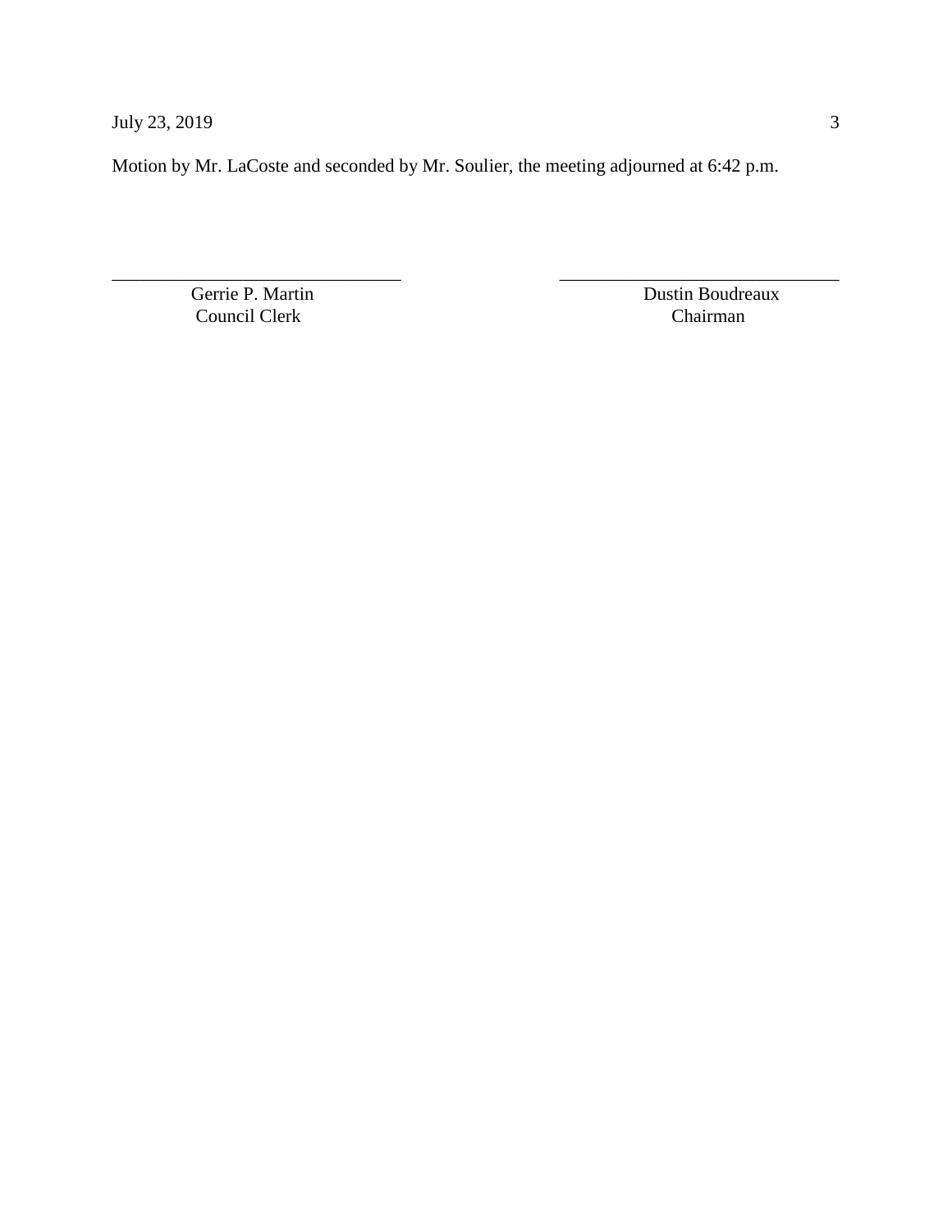Motion by Mr. LaCoste and seconded by Mr. Soulier, the meeting adjourned at 6:42 p.m.

| | |
|---|---|
| ______________________________ | ______________________________ |
| Gerrie P. Martin | Dustin Boudreaux |
| Council Clerk | Chairman |